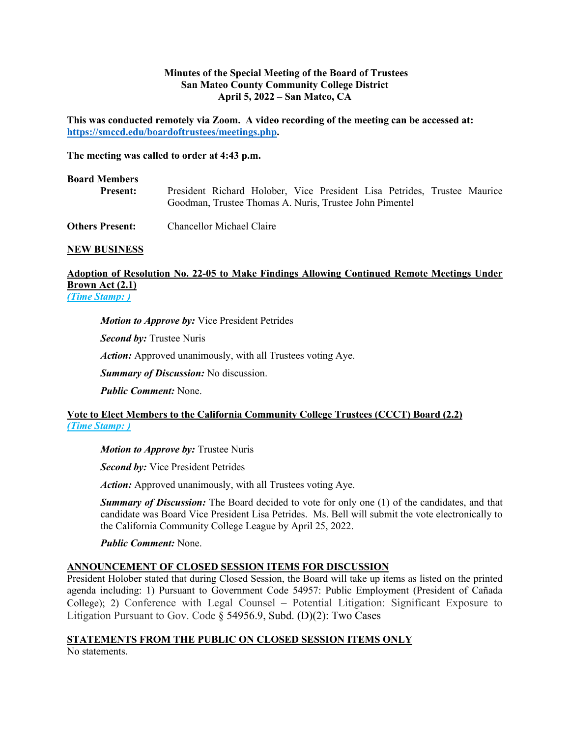**Minutes of the Special Meeting of the Board of Trustees**
**San Mateo County Community College District**
**April 5, 2022 – San Mateo, CA**

**This was conducted remotely via Zoom. A video recording of the meeting can be accessed at: [https://smccd.edu/boardoftrustees/meetings.php](https://smccd.edu/boardoftrustees/meetings.php).**

**The meeting was called to order at 4:43 p.m.**

**Board Members Present:** President Richard Holober, Vice President Lisa Petrides, Trustee Maurice Goodman, Trustee Thomas A. Nuris, Trustee John Pimentel

**Others Present:** Chancellor Michael Claire

**NEW BUSINESS**

**Adoption of Resolution No. 22-05 to Make Findings Allowing Continued Remote Meetings Under Brown Act (2.1)**
*(Time Stamp: )*

> ***Motion to Approve by:*** Vice President Petrides
>
> ***Second by:*** Trustee Nuris
>
> ***Action:*** Approved unanimously, with all Trustees voting Aye.
>
> ***Summary of Discussion:*** No discussion.
>
> ***Public Comment:*** None.

**Vote to Elect Members to the California Community College Trustees (CCCT) Board (2.2)**
*(Time Stamp: )*

> ***Motion to Approve by:*** Trustee Nuris
>
> ***Second by:*** Vice President Petrides
>
> ***Action:*** Approved unanimously, with all Trustees voting Aye.
>
> ***Summary of Discussion:*** The Board decided to vote for only one (1) of the candidates, and that candidate was Board Vice President Lisa Petrides. Ms. Bell will submit the vote electronically to the California Community College League by April 25, 2022.
>
> ***Public Comment:*** None.

**ANNOUNCEMENT OF CLOSED SESSION ITEMS FOR DISCUSSION**

President Holober stated that during Closed Session, the Board will take up items as listed on the printed agenda including: 1) Pursuant to Government Code 54957: Public Employment (President of Cañada College); 2) Conference with Legal Counsel – Potential Litigation: Significant Exposure to Litigation Pursuant to Gov. Code § 54956.9, Subd. (D)(2): Two Cases

**STATEMENTS FROM THE PUBLIC ON CLOSED SESSION ITEMS ONLY**

No statements.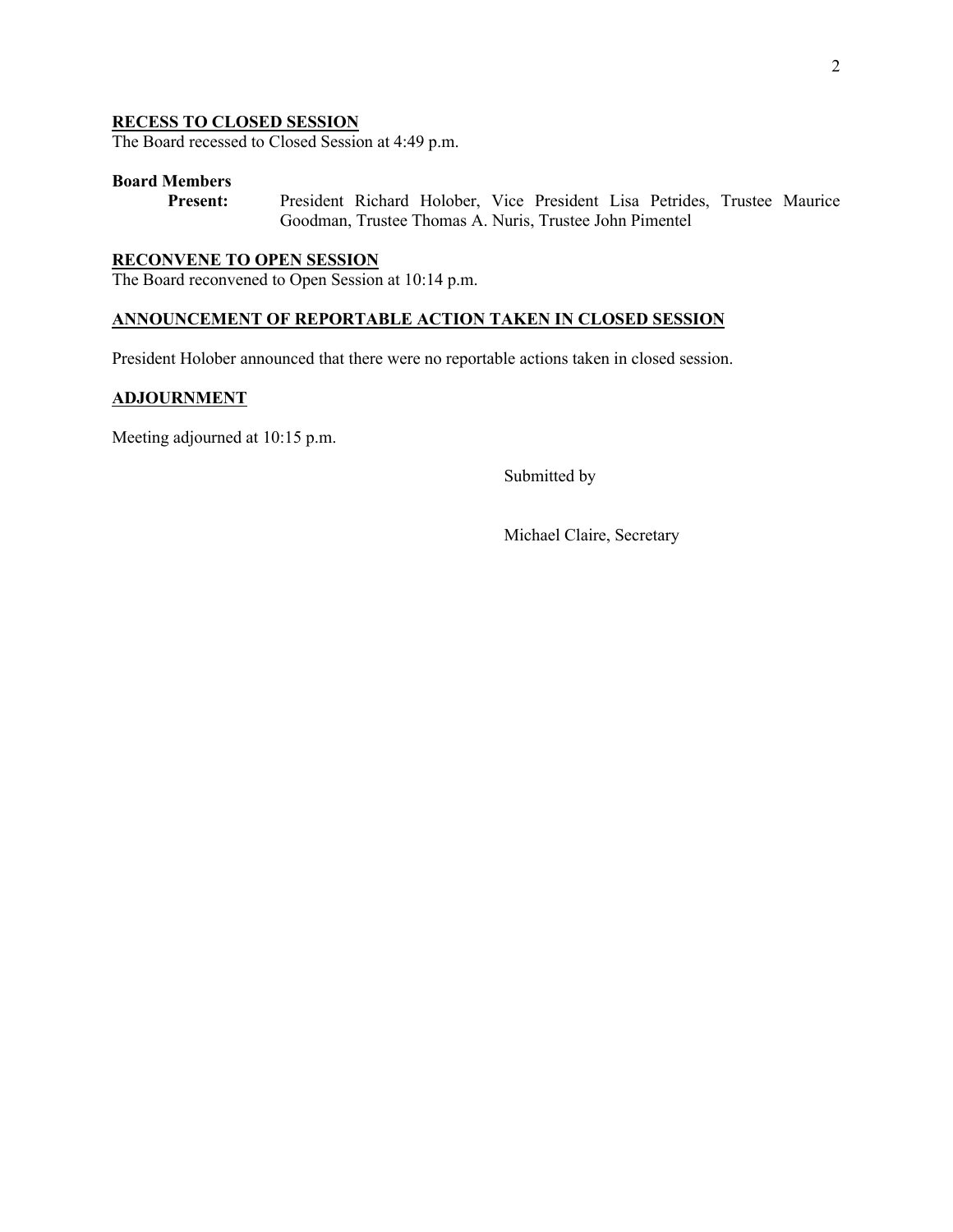## RECESS TO CLOSED SESSION

The Board recessed to Closed Session at 4:49 p.m.

**Board Members**
**Present:** President Richard Holober, Vice President Lisa Petrides, Trustee Maurice Goodman, Trustee Thomas A. Nuris, Trustee John Pimentel

## RECONVENE TO OPEN SESSION

The Board reconvened to Open Session at 10:14 p.m.

## ANNOUNCEMENT OF REPORTABLE ACTION TAKEN IN CLOSED SESSION

President Holober announced that there were no reportable actions taken in closed session.

## ADJOURNMENT

Meeting adjourned at 10:15 p.m.

Submitted by

Michael Claire, Secretary